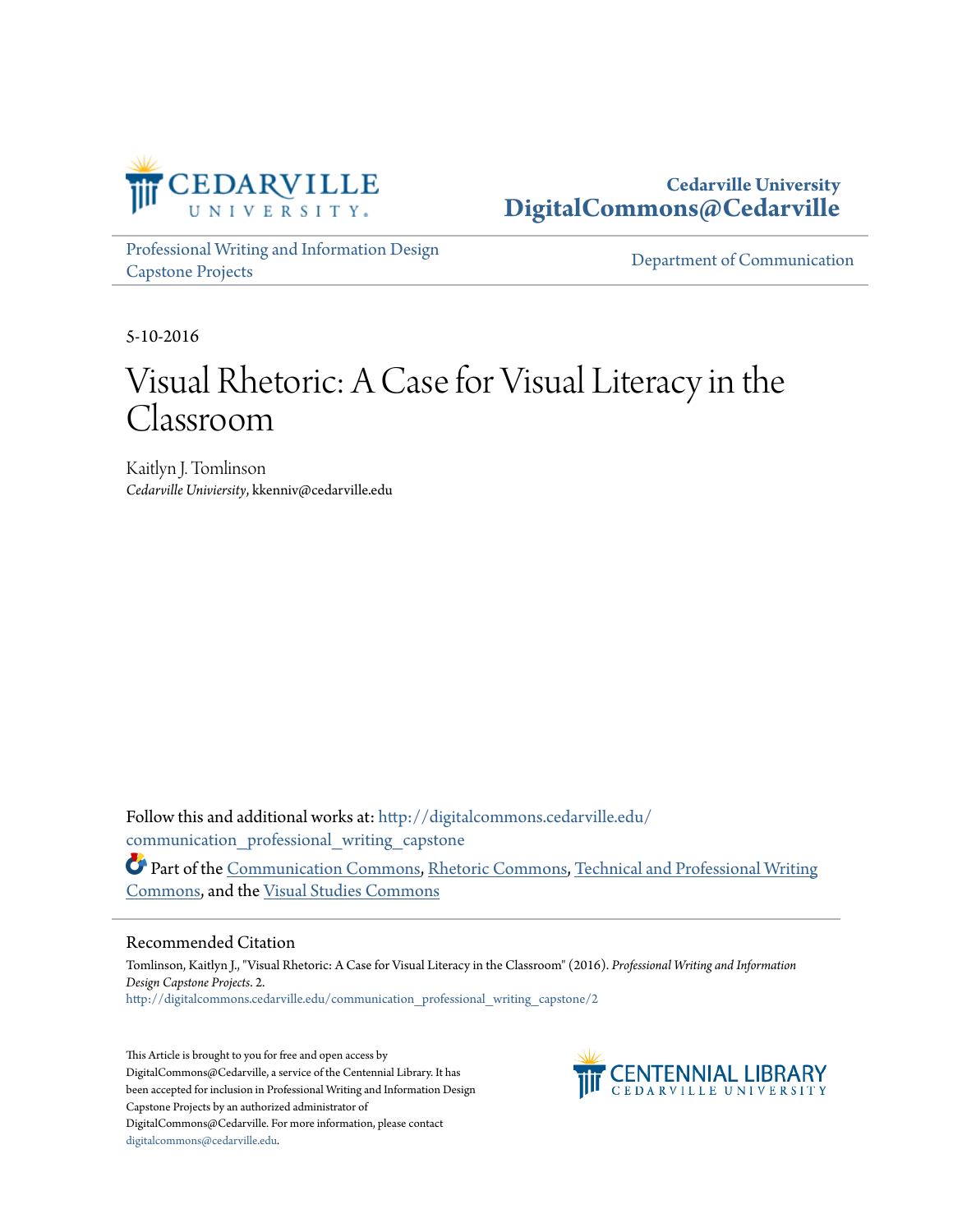Cedarville University
DigitalCommons@Cedarville

Professional Writing and Information Design Capstone Projects

Department of Communication

5-10-2016

# Visual Rhetoric: A Case for Visual Literacy in the Classroom

Kaitlyn J. Tomlinson
*Cedarville Univierisity*, kkenniv@cedarville.edu

Follow this and additional works at: http://digitalcommons.cedarville.edu/communication_professional_writing_capstone

Part of the Communication Commons, Rhetoric Commons, Technical and Professional Writing Commons, and the Visual Studies Commons

## Recommended Citation

Tomlinson, Kaitlyn J., "Visual Rhetoric: A Case for Visual Literacy in the Classroom" (2016). *Professional Writing and Information Design Capstone Projects*. 2.
http://digitalcommons.cedarville.edu/communication_professional_writing_capstone/2

This Article is brought to you for free and open access by DigitalCommons@Cedarville, a service of the Centennial Library. It has been accepted for inclusion in Professional Writing and Information Design Capstone Projects by an authorized administrator of DigitalCommons@Cedarville. For more information, please contact digitalcommons@cedarville.edu.

CENTENNIAL LIBRARY
CEDARVILLE UNIVERSITY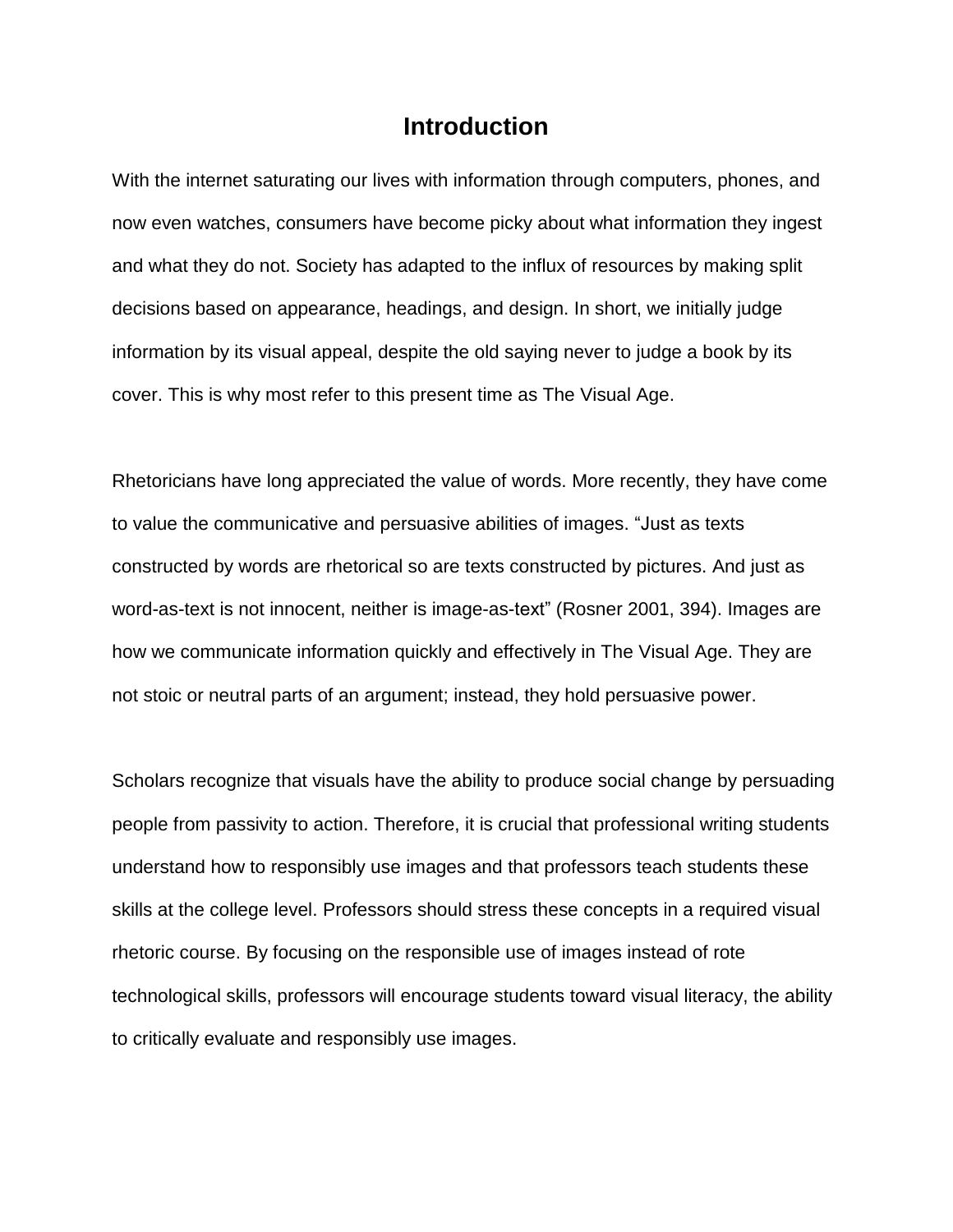# Introduction

With the internet saturating our lives with information through computers, phones, and now even watches, consumers have become picky about what information they ingest and what they do not. Society has adapted to the influx of resources by making split decisions based on appearance, headings, and design. In short, we initially judge information by its visual appeal, despite the old saying never to judge a book by its cover. This is why most refer to this present time as The Visual Age.

Rhetoricians have long appreciated the value of words. More recently, they have come to value the communicative and persuasive abilities of images. "Just as texts constructed by words are rhetorical so are texts constructed by pictures. And just as word-as-text is not innocent, neither is image-as-text" (Rosner 2001, 394). Images are how we communicate information quickly and effectively in The Visual Age. They are not stoic or neutral parts of an argument; instead, they hold persuasive power.

Scholars recognize that visuals have the ability to produce social change by persuading people from passivity to action. Therefore, it is crucial that professional writing students understand how to responsibly use images and that professors teach students these skills at the college level. Professors should stress these concepts in a required visual rhetoric course. By focusing on the responsible use of images instead of rote technological skills, professors will encourage students toward visual literacy, the ability to critically evaluate and responsibly use images.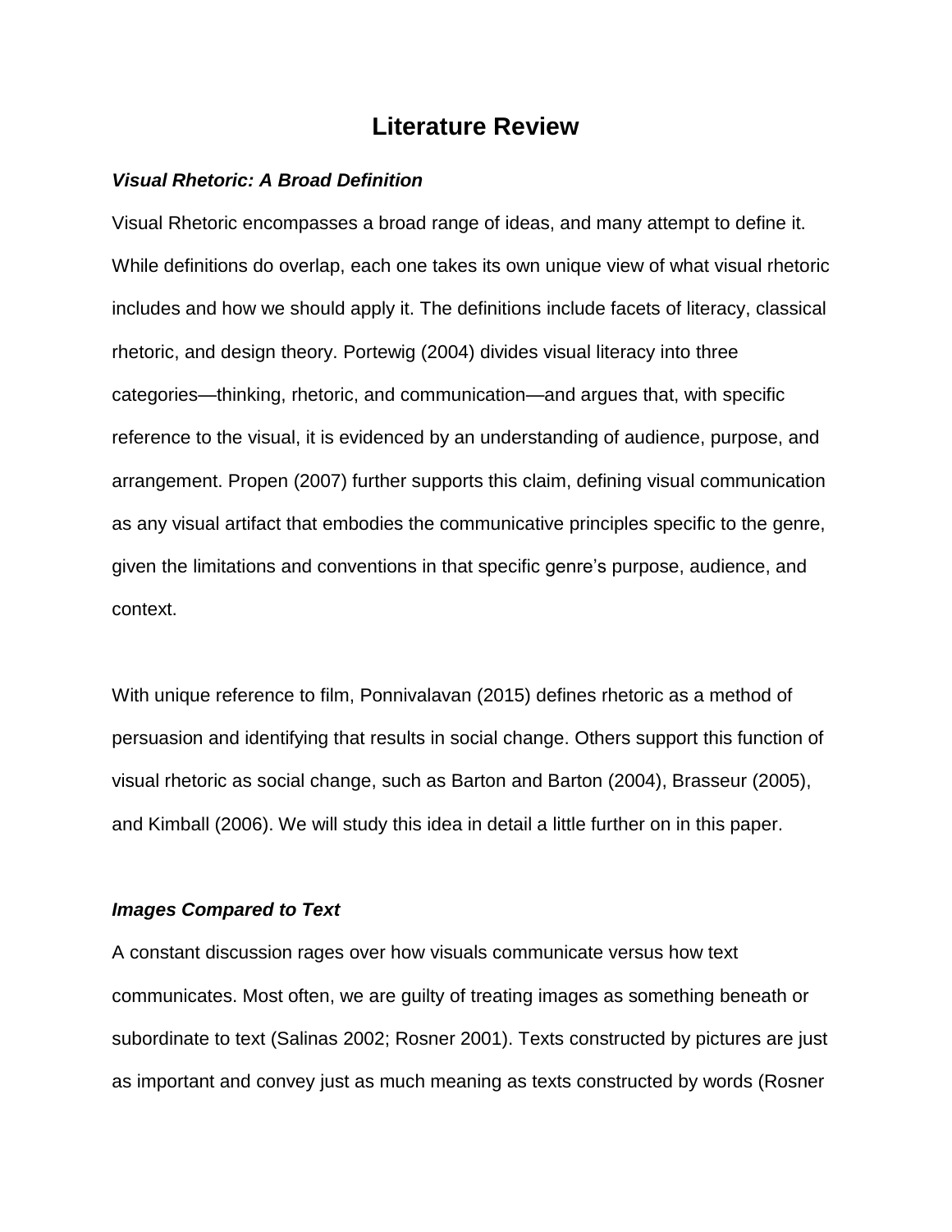# Literature Review

### *Visual Rhetoric: A Broad Definition*

Visual Rhetoric encompasses a broad range of ideas, and many attempt to define it. While definitions do overlap, each one takes its own unique view of what visual rhetoric includes and how we should apply it. The definitions include facets of literacy, classical rhetoric, and design theory. Portewig (2004) divides visual literacy into three categories—thinking, rhetoric, and communication—and argues that, with specific reference to the visual, it is evidenced by an understanding of audience, purpose, and arrangement. Propen (2007) further supports this claim, defining visual communication as any visual artifact that embodies the communicative principles specific to the genre, given the limitations and conventions in that specific genre's purpose, audience, and context.

With unique reference to film, Ponnivalavan (2015) defines rhetoric as a method of persuasion and identifying that results in social change. Others support this function of visual rhetoric as social change, such as Barton and Barton (2004), Brasseur (2005), and Kimball (2006). We will study this idea in detail a little further on in this paper.

### *Images Compared to Text*

A constant discussion rages over how visuals communicate versus how text communicates. Most often, we are guilty of treating images as something beneath or subordinate to text (Salinas 2002; Rosner 2001). Texts constructed by pictures are just as important and convey just as much meaning as texts constructed by words (Rosner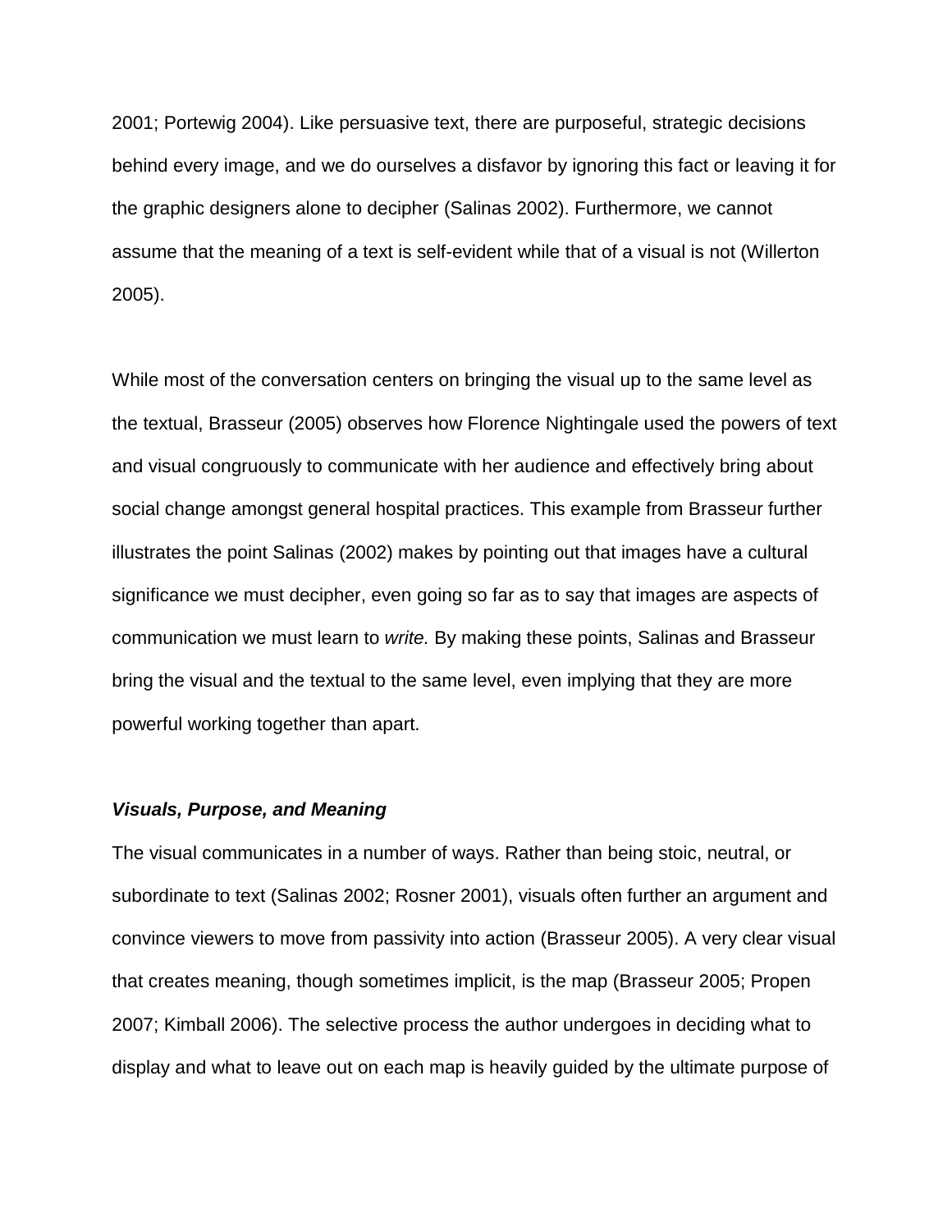2001; Portewig 2004). Like persuasive text, there are purposeful, strategic decisions behind every image, and we do ourselves a disfavor by ignoring this fact or leaving it for the graphic designers alone to decipher (Salinas 2002). Furthermore, we cannot assume that the meaning of a text is self-evident while that of a visual is not (Willerton 2005).

While most of the conversation centers on bringing the visual up to the same level as the textual, Brasseur (2005) observes how Florence Nightingale used the powers of text and visual congruously to communicate with her audience and effectively bring about social change amongst general hospital practices. This example from Brasseur further illustrates the point Salinas (2002) makes by pointing out that images have a cultural significance we must decipher, even going so far as to say that images are aspects of communication we must learn to *write.* By making these points, Salinas and Brasseur bring the visual and the textual to the same level, even implying that they are more powerful working together than apart.

### ***Visuals, Purpose, and Meaning***

The visual communicates in a number of ways. Rather than being stoic, neutral, or subordinate to text (Salinas 2002; Rosner 2001), visuals often further an argument and convince viewers to move from passivity into action (Brasseur 2005). A very clear visual that creates meaning, though sometimes implicit, is the map (Brasseur 2005; Propen 2007; Kimball 2006). The selective process the author undergoes in deciding what to display and what to leave out on each map is heavily guided by the ultimate purpose of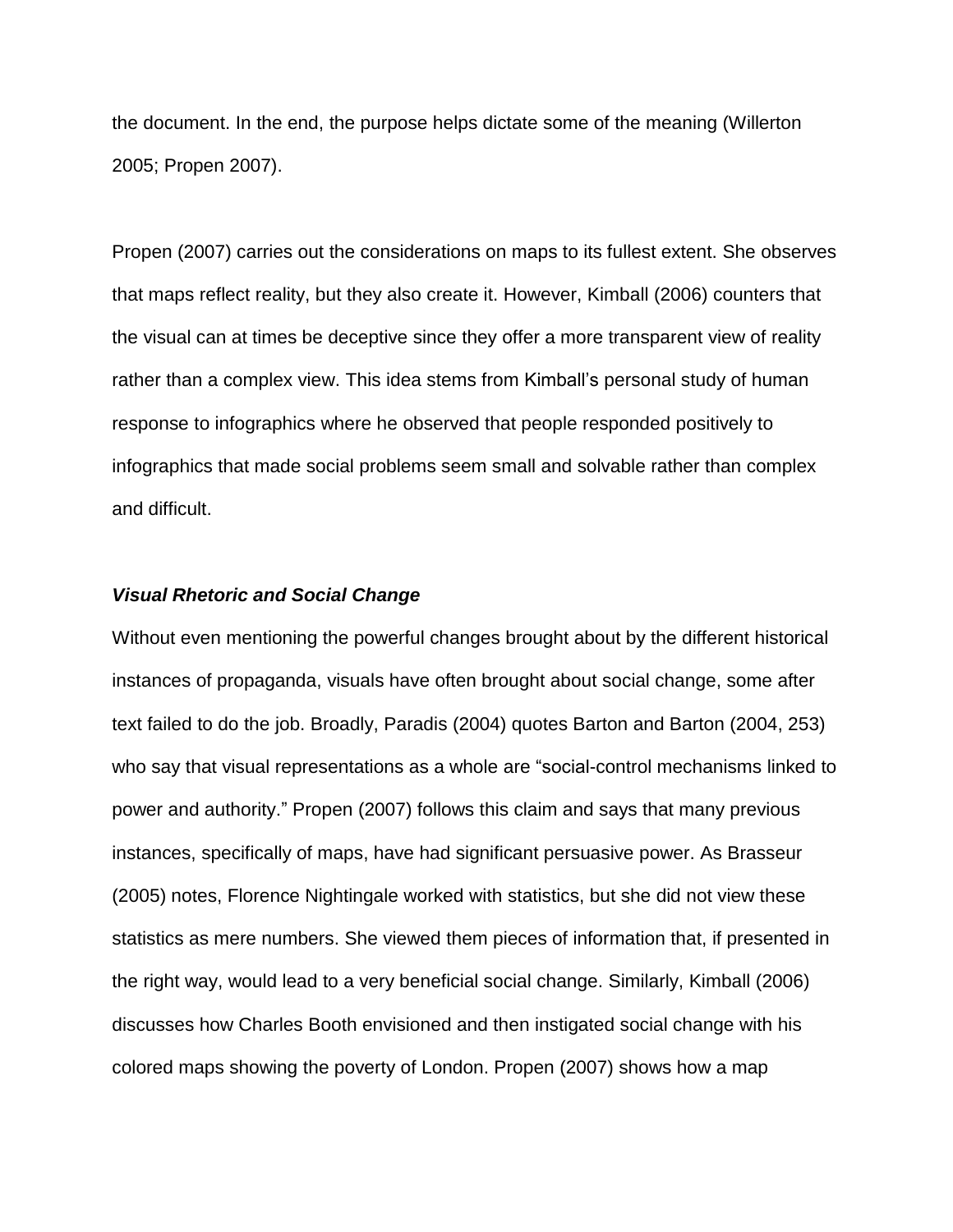the document. In the end, the purpose helps dictate some of the meaning (Willerton 2005; Propen 2007).

Propen (2007) carries out the considerations on maps to its fullest extent. She observes that maps reflect reality, but they also create it. However, Kimball (2006) counters that the visual can at times be deceptive since they offer a more transparent view of reality rather than a complex view. This idea stems from Kimball's personal study of human response to infographics where he observed that people responded positively to infographics that made social problems seem small and solvable rather than complex and difficult.

***Visual Rhetoric and Social Change***

Without even mentioning the powerful changes brought about by the different historical instances of propaganda, visuals have often brought about social change, some after text failed to do the job. Broadly, Paradis (2004) quotes Barton and Barton (2004, 253) who say that visual representations as a whole are "social-control mechanisms linked to power and authority." Propen (2007) follows this claim and says that many previous instances, specifically of maps, have had significant persuasive power. As Brasseur (2005) notes, Florence Nightingale worked with statistics, but she did not view these statistics as mere numbers. She viewed them pieces of information that, if presented in the right way, would lead to a very beneficial social change. Similarly, Kimball (2006) discusses how Charles Booth envisioned and then instigated social change with his colored maps showing the poverty of London. Propen (2007) shows how a map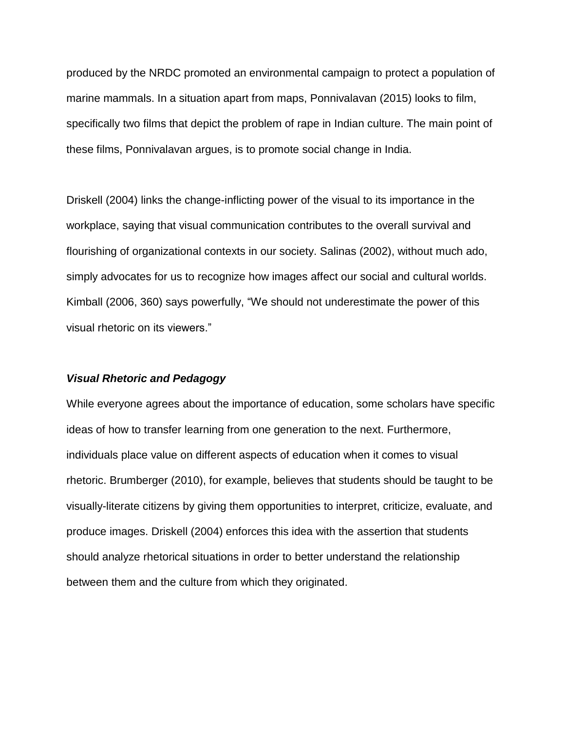produced by the NRDC promoted an environmental campaign to protect a population of marine mammals. In a situation apart from maps, Ponnivalavan (2015) looks to film, specifically two films that depict the problem of rape in Indian culture. The main point of these films, Ponnivalavan argues, is to promote social change in India.

Driskell (2004) links the change-inflicting power of the visual to its importance in the workplace, saying that visual communication contributes to the overall survival and flourishing of organizational contexts in our society. Salinas (2002), without much ado, simply advocates for us to recognize how images affect our social and cultural worlds. Kimball (2006, 360) says powerfully, “We should not underestimate the power of this visual rhetoric on its viewers.”

### ***Visual Rhetoric and Pedagogy***

While everyone agrees about the importance of education, some scholars have specific ideas of how to transfer learning from one generation to the next. Furthermore, individuals place value on different aspects of education when it comes to visual rhetoric. Brumberger (2010), for example, believes that students should be taught to be visually-literate citizens by giving them opportunities to interpret, criticize, evaluate, and produce images. Driskell (2004) enforces this idea with the assertion that students should analyze rhetorical situations in order to better understand the relationship between them and the culture from which they originated.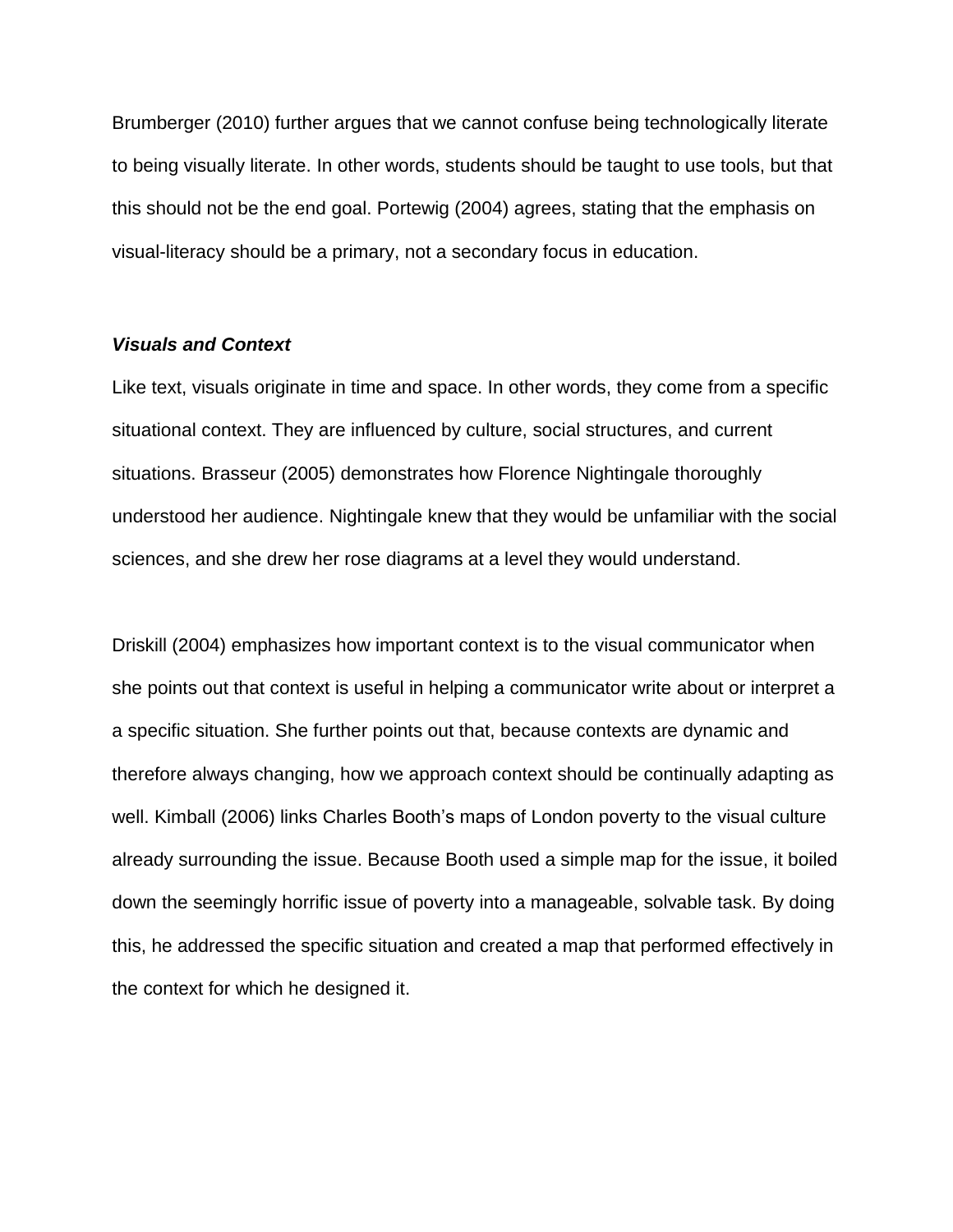Brumberger (2010) further argues that we cannot confuse being technologically literate to being visually literate. In other words, students should be taught to use tools, but that this should not be the end goal. Portewig (2004) agrees, stating that the emphasis on visual-literacy should be a primary, not a secondary focus in education.

### ***Visuals and Context***

Like text, visuals originate in time and space. In other words, they come from a specific situational context. They are influenced by culture, social structures, and current situations. Brasseur (2005) demonstrates how Florence Nightingale thoroughly understood her audience. Nightingale knew that they would be unfamiliar with the social sciences, and she drew her rose diagrams at a level they would understand.

Driskill (2004) emphasizes how important context is to the visual communicator when she points out that context is useful in helping a communicator write about or interpret a a specific situation. She further points out that, because contexts are dynamic and therefore always changing, how we approach context should be continually adapting as well. Kimball (2006) links Charles Booth's maps of London poverty to the visual culture already surrounding the issue. Because Booth used a simple map for the issue, it boiled down the seemingly horrific issue of poverty into a manageable, solvable task. By doing this, he addressed the specific situation and created a map that performed effectively in the context for which he designed it.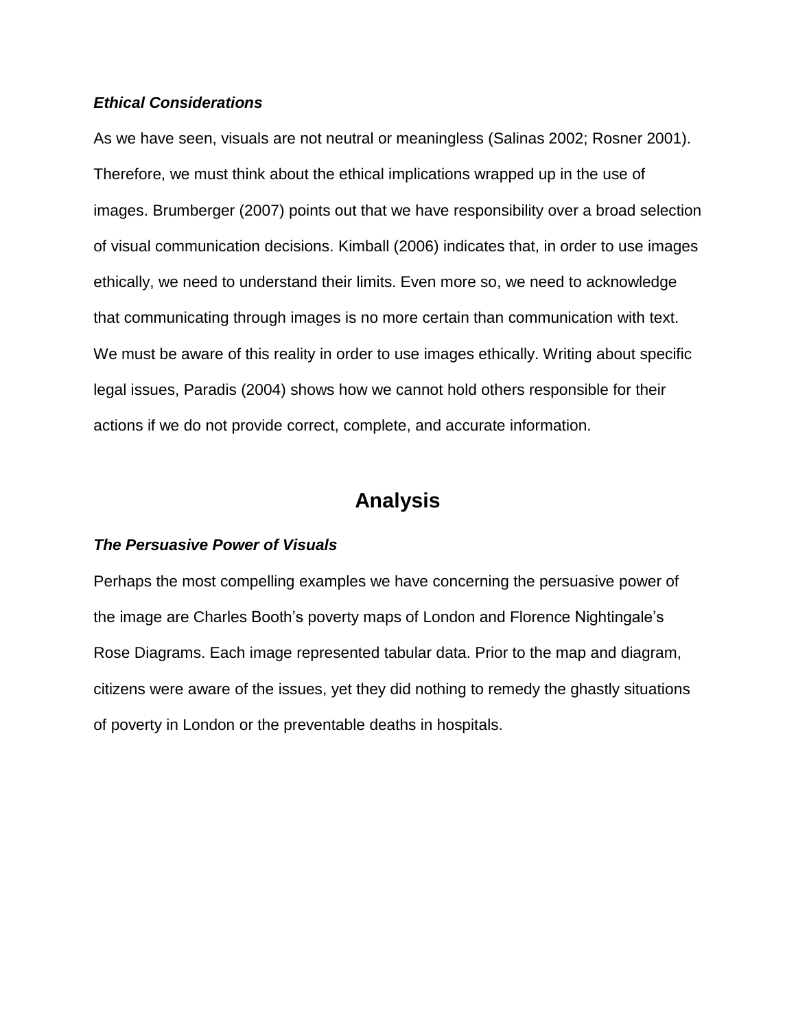### *Ethical Considerations*

As we have seen, visuals are not neutral or meaningless (Salinas 2002; Rosner 2001). Therefore, we must think about the ethical implications wrapped up in the use of images. Brumberger (2007) points out that we have responsibility over a broad selection of visual communication decisions. Kimball (2006) indicates that, in order to use images ethically, we need to understand their limits. Even more so, we need to acknowledge that communicating through images is no more certain than communication with text. We must be aware of this reality in order to use images ethically. Writing about specific legal issues, Paradis (2004) shows how we cannot hold others responsible for their actions if we do not provide correct, complete, and accurate information.

## Analysis

### *The Persuasive Power of Visuals*

Perhaps the most compelling examples we have concerning the persuasive power of the image are Charles Booth's poverty maps of London and Florence Nightingale's Rose Diagrams. Each image represented tabular data. Prior to the map and diagram, citizens were aware of the issues, yet they did nothing to remedy the ghastly situations of poverty in London or the preventable deaths in hospitals.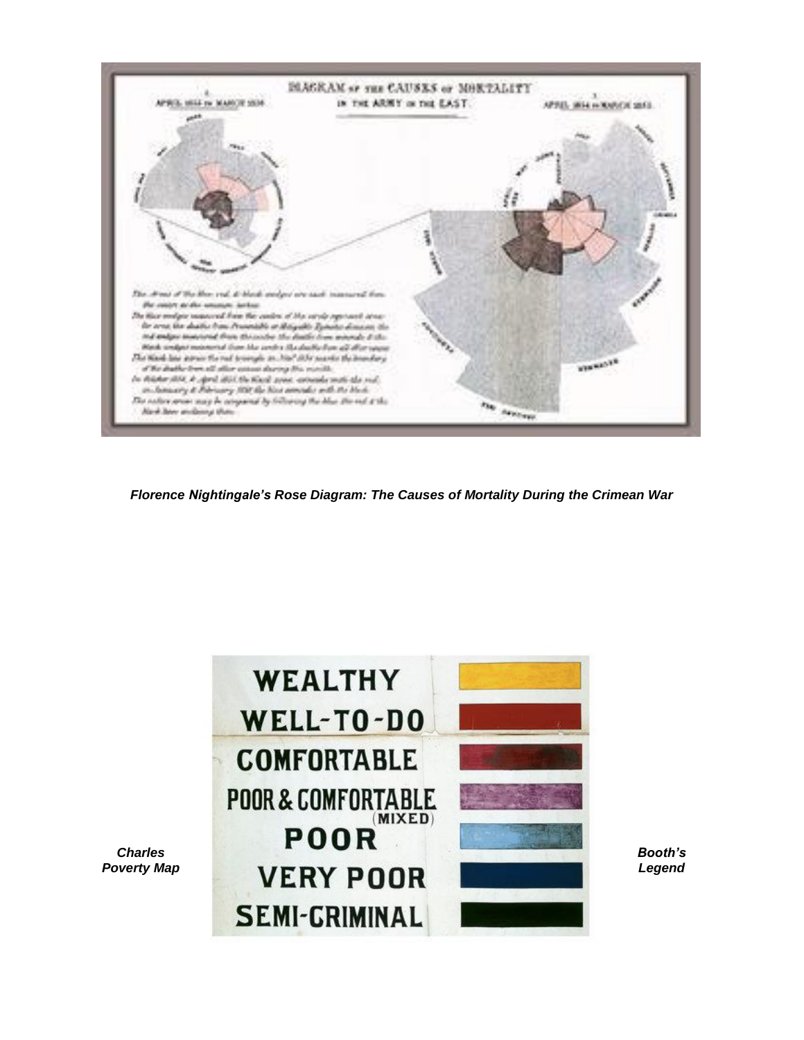***Florence Nightingale's Rose Diagram: The Causes of Mortality During the Crimean War***

***Charles Booth's Poverty Map Legend***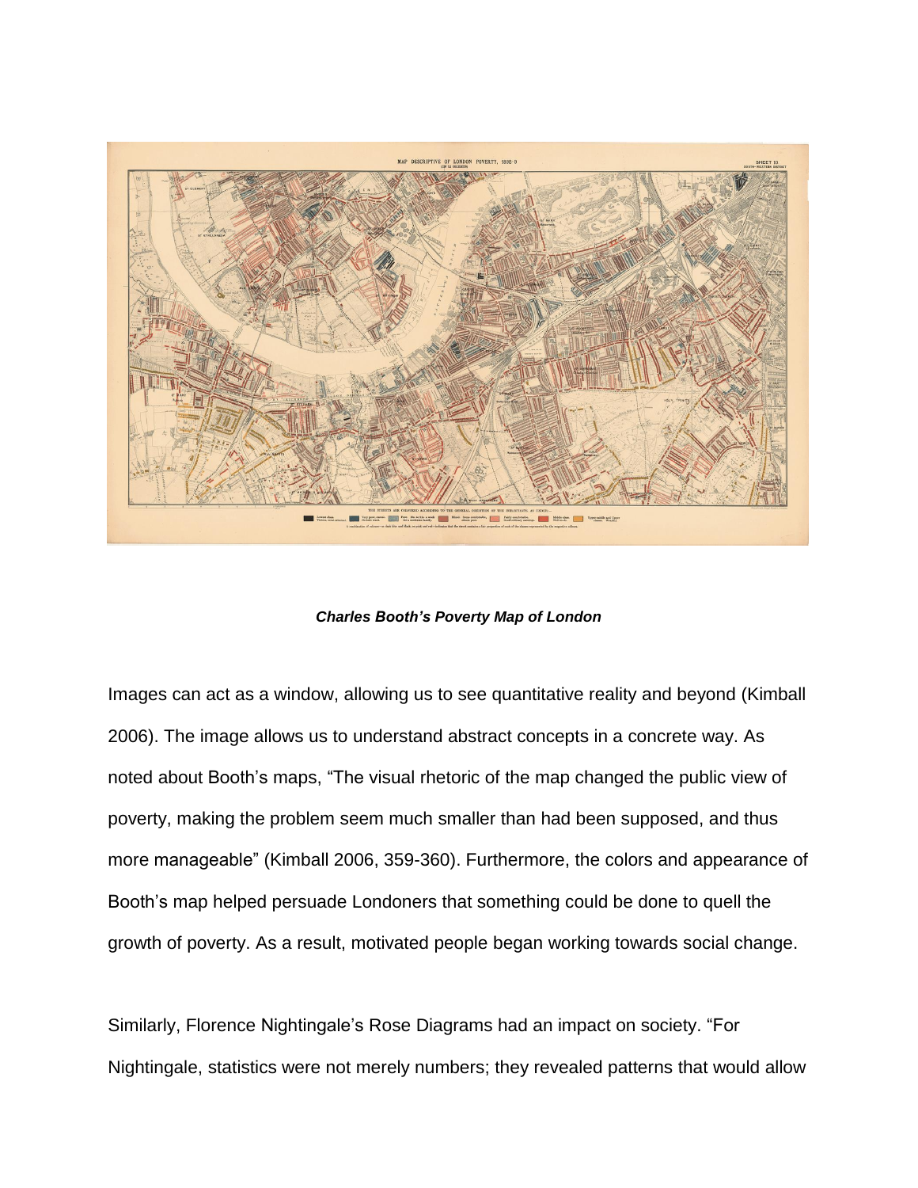***Charles Booth's Poverty Map of London***

Images can act as a window, allowing us to see quantitative reality and beyond (Kimball 2006). The image allows us to understand abstract concepts in a concrete way. As noted about Booth's maps, "The visual rhetoric of the map changed the public view of poverty, making the problem seem much smaller than had been supposed, and thus more manageable" (Kimball 2006, 359-360). Furthermore, the colors and appearance of Booth's map helped persuade Londoners that something could be done to quell the growth of poverty. As a result, motivated people began working towards social change.

Similarly, Florence Nightingale's Rose Diagrams had an impact on society. "For Nightingale, statistics were not merely numbers; they revealed patterns that would allow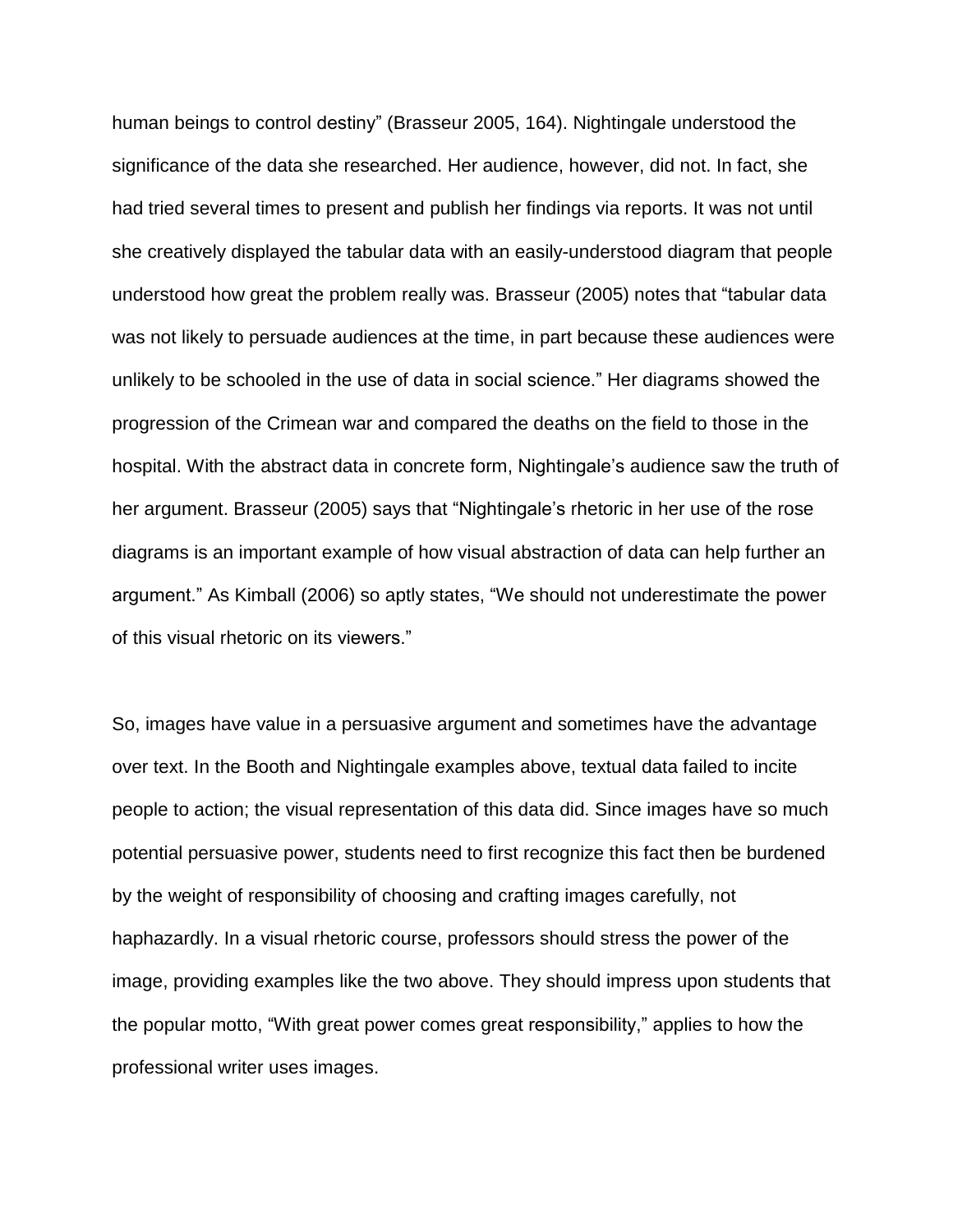human beings to control destiny" (Brasseur 2005, 164). Nightingale understood the significance of the data she researched. Her audience, however, did not. In fact, she had tried several times to present and publish her findings via reports. It was not until she creatively displayed the tabular data with an easily-understood diagram that people understood how great the problem really was. Brasseur (2005) notes that "tabular data was not likely to persuade audiences at the time, in part because these audiences were unlikely to be schooled in the use of data in social science." Her diagrams showed the progression of the Crimean war and compared the deaths on the field to those in the hospital. With the abstract data in concrete form, Nightingale's audience saw the truth of her argument. Brasseur (2005) says that "Nightingale's rhetoric in her use of the rose diagrams is an important example of how visual abstraction of data can help further an argument." As Kimball (2006) so aptly states, "We should not underestimate the power of this visual rhetoric on its viewers."

So, images have value in a persuasive argument and sometimes have the advantage over text. In the Booth and Nightingale examples above, textual data failed to incite people to action; the visual representation of this data did. Since images have so much potential persuasive power, students need to first recognize this fact then be burdened by the weight of responsibility of choosing and crafting images carefully, not haphazardly. In a visual rhetoric course, professors should stress the power of the image, providing examples like the two above. They should impress upon students that the popular motto, "With great power comes great responsibility," applies to how the professional writer uses images.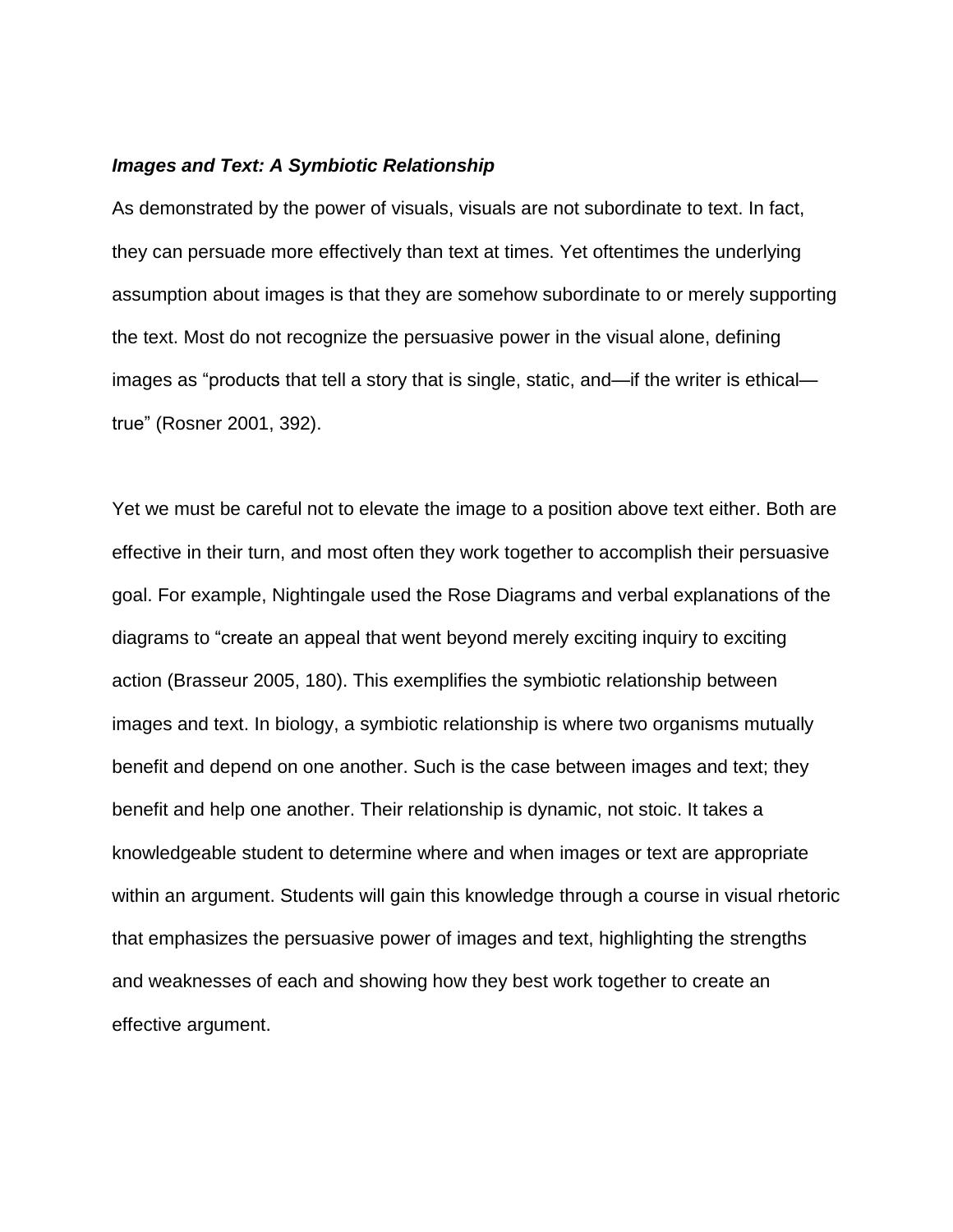***Images and Text: A Symbiotic Relationship***

As demonstrated by the power of visuals, visuals are not subordinate to text. In fact, they can persuade more effectively than text at times. Yet oftentimes the underlying assumption about images is that they are somehow subordinate to or merely supporting the text. Most do not recognize the persuasive power in the visual alone, defining images as "products that tell a story that is single, static, and—if the writer is ethical—true" (Rosner 2001, 392).

Yet we must be careful not to elevate the image to a position above text either. Both are effective in their turn, and most often they work together to accomplish their persuasive goal. For example, Nightingale used the Rose Diagrams and verbal explanations of the diagrams to "create an appeal that went beyond merely exciting inquiry to exciting action (Brasseur 2005, 180). This exemplifies the symbiotic relationship between images and text. In biology, a symbiotic relationship is where two organisms mutually benefit and depend on one another. Such is the case between images and text; they benefit and help one another. Their relationship is dynamic, not stoic. It takes a knowledgeable student to determine where and when images or text are appropriate within an argument. Students will gain this knowledge through a course in visual rhetoric that emphasizes the persuasive power of images and text, highlighting the strengths and weaknesses of each and showing how they best work together to create an effective argument.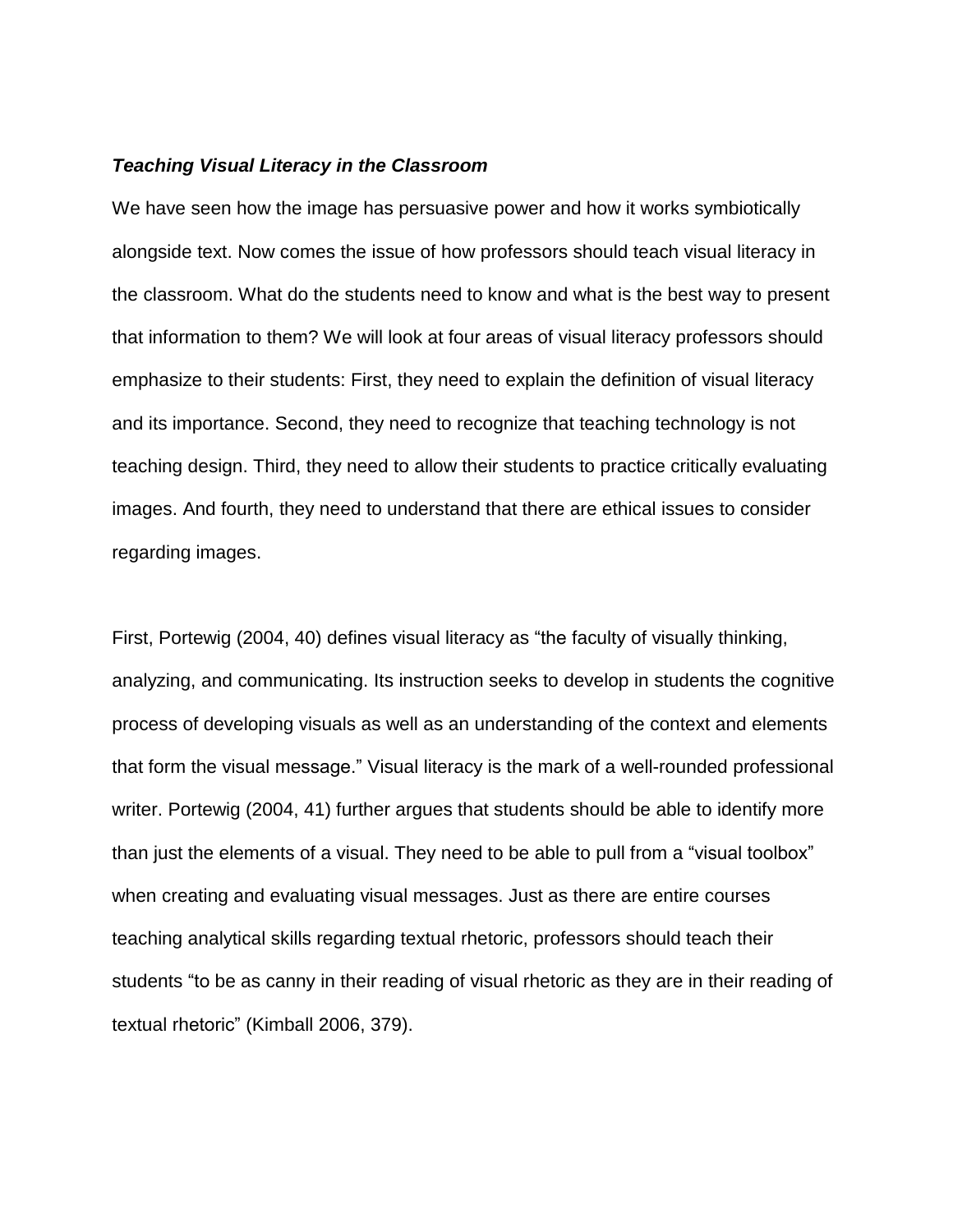***Teaching Visual Literacy in the Classroom***

We have seen how the image has persuasive power and how it works symbiotically alongside text. Now comes the issue of how professors should teach visual literacy in the classroom. What do the students need to know and what is the best way to present that information to them? We will look at four areas of visual literacy professors should emphasize to their students: First, they need to explain the definition of visual literacy and its importance. Second, they need to recognize that teaching technology is not teaching design. Third, they need to allow their students to practice critically evaluating images. And fourth, they need to understand that there are ethical issues to consider regarding images.

First, Portewig (2004, 40) defines visual literacy as “the faculty of visually thinking, analyzing, and communicating. Its instruction seeks to develop in students the cognitive process of developing visuals as well as an understanding of the context and elements that form the visual message.” Visual literacy is the mark of a well-rounded professional writer. Portewig (2004, 41) further argues that students should be able to identify more than just the elements of a visual. They need to be able to pull from a “visual toolbox” when creating and evaluating visual messages. Just as there are entire courses teaching analytical skills regarding textual rhetoric, professors should teach their students “to be as canny in their reading of visual rhetoric as they are in their reading of textual rhetoric” (Kimball 2006, 379).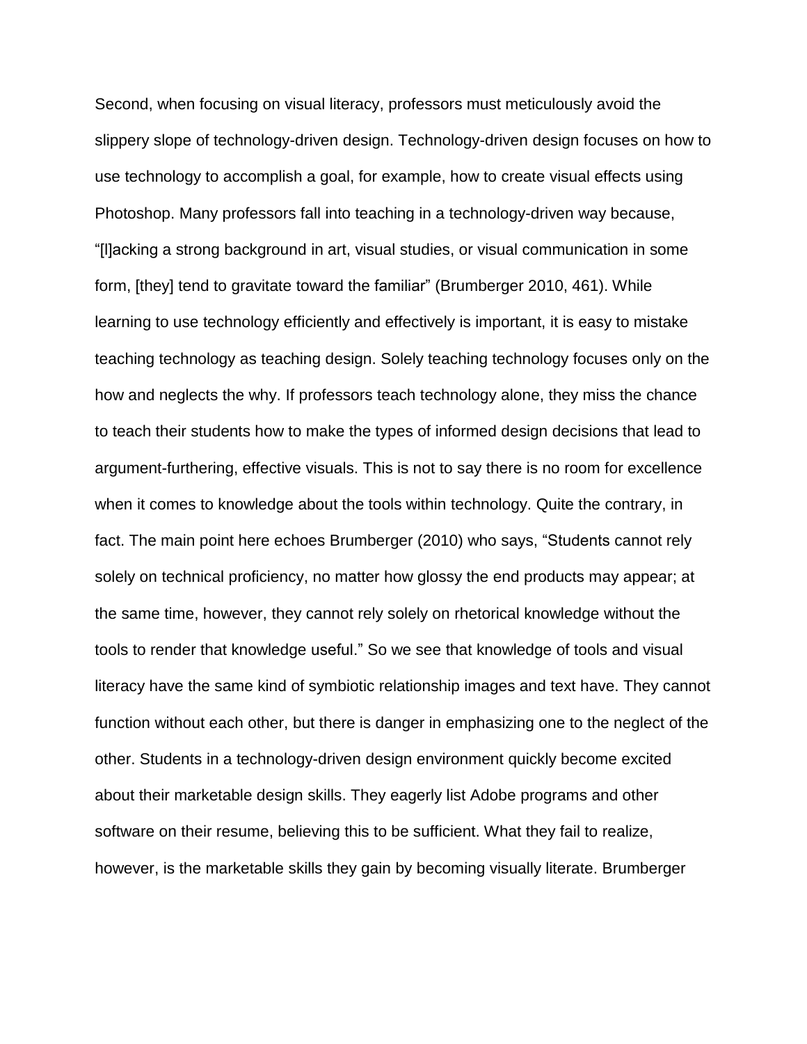Second, when focusing on visual literacy, professors must meticulously avoid the slippery slope of technology-driven design. Technology-driven design focuses on how to use technology to accomplish a goal, for example, how to create visual effects using Photoshop. Many professors fall into teaching in a technology-driven way because, "[l]acking a strong background in art, visual studies, or visual communication in some form, [they] tend to gravitate toward the familiar" (Brumberger 2010, 461). While learning to use technology efficiently and effectively is important, it is easy to mistake teaching technology as teaching design. Solely teaching technology focuses only on the how and neglects the why. If professors teach technology alone, they miss the chance to teach their students how to make the types of informed design decisions that lead to argument-furthering, effective visuals. This is not to say there is no room for excellence when it comes to knowledge about the tools within technology. Quite the contrary, in fact. The main point here echoes Brumberger (2010) who says, "Students cannot rely solely on technical proficiency, no matter how glossy the end products may appear; at the same time, however, they cannot rely solely on rhetorical knowledge without the tools to render that knowledge useful." So we see that knowledge of tools and visual literacy have the same kind of symbiotic relationship images and text have. They cannot function without each other, but there is danger in emphasizing one to the neglect of the other. Students in a technology-driven design environment quickly become excited about their marketable design skills. They eagerly list Adobe programs and other software on their resume, believing this to be sufficient. What they fail to realize, however, is the marketable skills they gain by becoming visually literate. Brumberger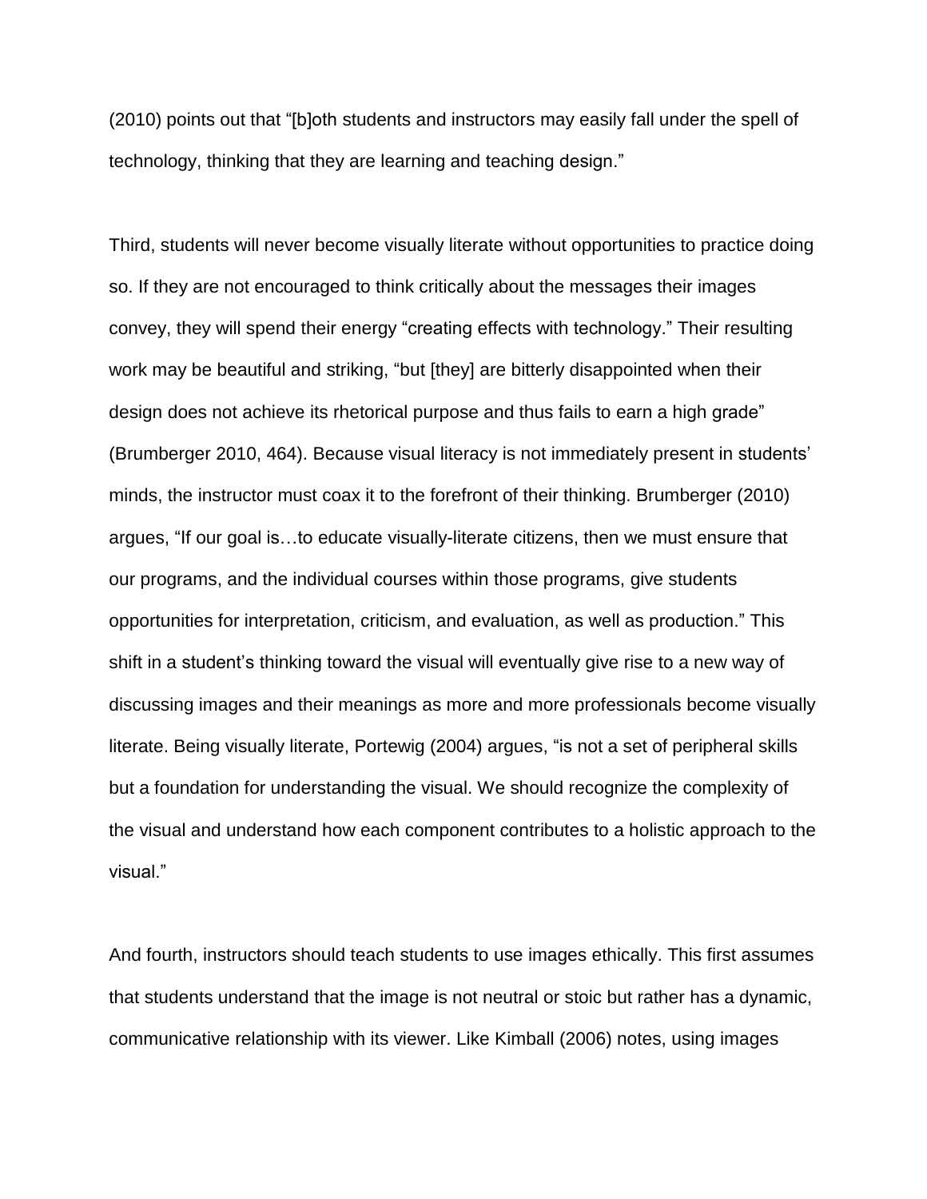(2010) points out that "[b]oth students and instructors may easily fall under the spell of technology, thinking that they are learning and teaching design."

Third, students will never become visually literate without opportunities to practice doing so. If they are not encouraged to think critically about the messages their images convey, they will spend their energy "creating effects with technology." Their resulting work may be beautiful and striking, "but [they] are bitterly disappointed when their design does not achieve its rhetorical purpose and thus fails to earn a high grade" (Brumberger 2010, 464). Because visual literacy is not immediately present in students' minds, the instructor must coax it to the forefront of their thinking. Brumberger (2010) argues, "If our goal is…to educate visually-literate citizens, then we must ensure that our programs, and the individual courses within those programs, give students opportunities for interpretation, criticism, and evaluation, as well as production." This shift in a student's thinking toward the visual will eventually give rise to a new way of discussing images and their meanings as more and more professionals become visually literate. Being visually literate, Portewig (2004) argues, "is not a set of peripheral skills but a foundation for understanding the visual. We should recognize the complexity of the visual and understand how each component contributes to a holistic approach to the visual."

And fourth, instructors should teach students to use images ethically. This first assumes that students understand that the image is not neutral or stoic but rather has a dynamic, communicative relationship with its viewer. Like Kimball (2006) notes, using images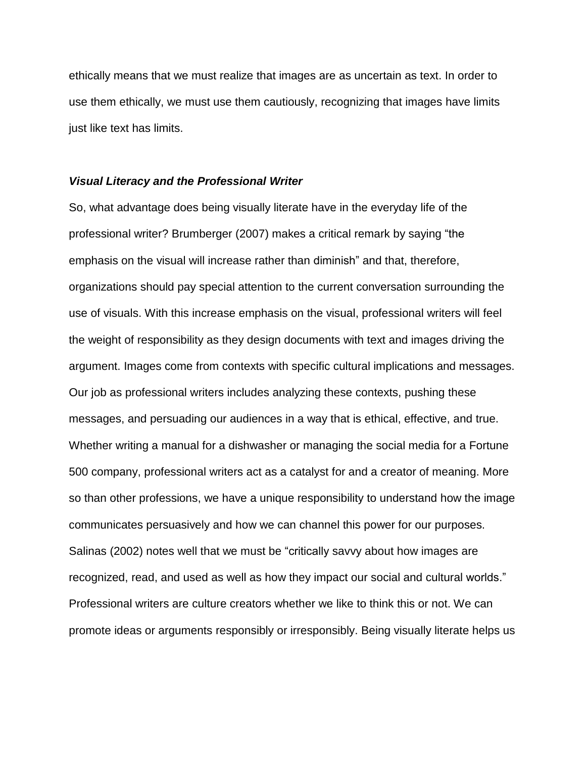ethically means that we must realize that images are as uncertain as text. In order to use them ethically, we must use them cautiously, recognizing that images have limits just like text has limits.

### *Visual Literacy and the Professional Writer*

So, what advantage does being visually literate have in the everyday life of the professional writer? Brumberger (2007) makes a critical remark by saying "the emphasis on the visual will increase rather than diminish" and that, therefore, organizations should pay special attention to the current conversation surrounding the use of visuals. With this increase emphasis on the visual, professional writers will feel the weight of responsibility as they design documents with text and images driving the argument. Images come from contexts with specific cultural implications and messages. Our job as professional writers includes analyzing these contexts, pushing these messages, and persuading our audiences in a way that is ethical, effective, and true. Whether writing a manual for a dishwasher or managing the social media for a Fortune 500 company, professional writers act as a catalyst for and a creator of meaning. More so than other professions, we have a unique responsibility to understand how the image communicates persuasively and how we can channel this power for our purposes. Salinas (2002) notes well that we must be "critically savvy about how images are recognized, read, and used as well as how they impact our social and cultural worlds." Professional writers are culture creators whether we like to think this or not. We can promote ideas or arguments responsibly or irresponsibly. Being visually literate helps us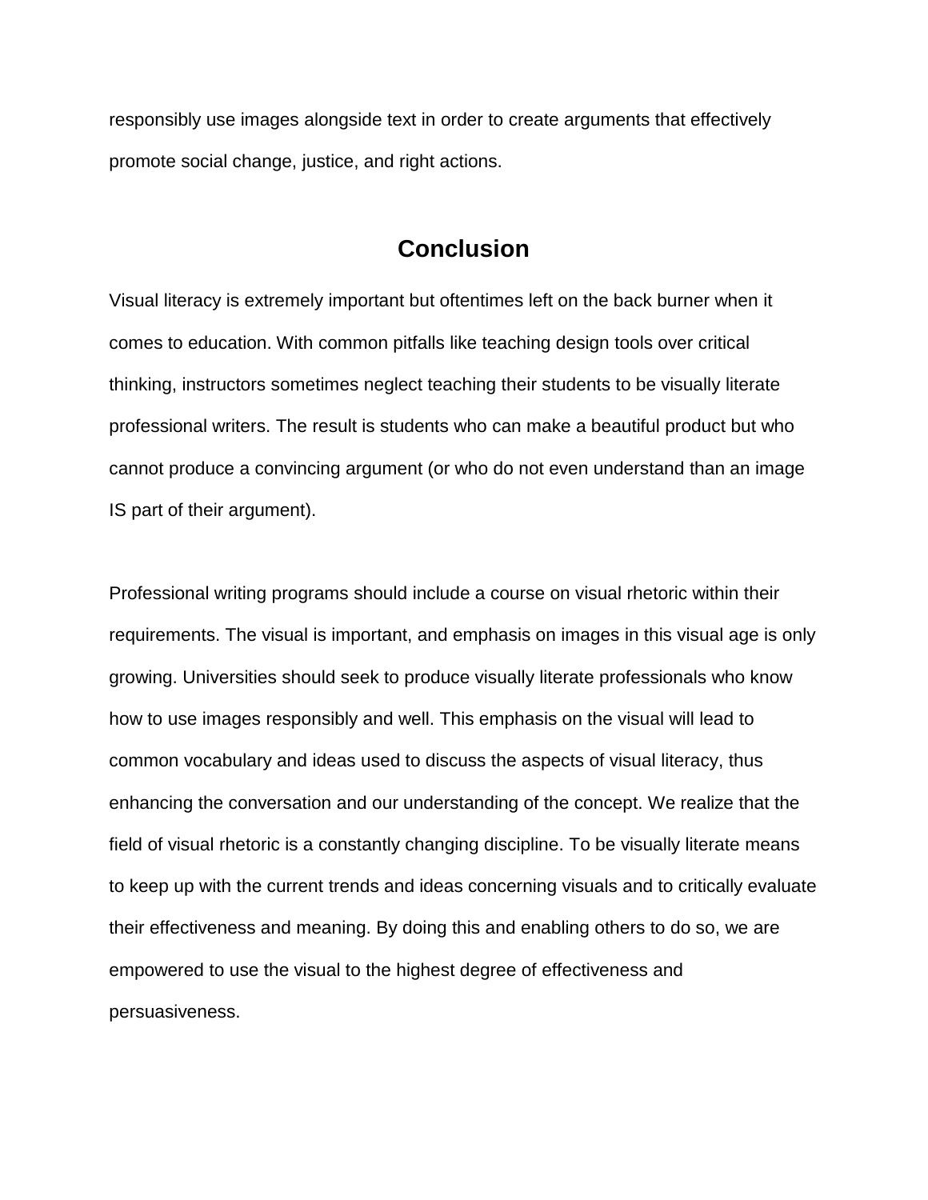responsibly use images alongside text in order to create arguments that effectively promote social change, justice, and right actions.

## Conclusion

Visual literacy is extremely important but oftentimes left on the back burner when it comes to education. With common pitfalls like teaching design tools over critical thinking, instructors sometimes neglect teaching their students to be visually literate professional writers. The result is students who can make a beautiful product but who cannot produce a convincing argument (or who do not even understand than an image IS part of their argument).

Professional writing programs should include a course on visual rhetoric within their requirements. The visual is important, and emphasis on images in this visual age is only growing. Universities should seek to produce visually literate professionals who know how to use images responsibly and well. This emphasis on the visual will lead to common vocabulary and ideas used to discuss the aspects of visual literacy, thus enhancing the conversation and our understanding of the concept. We realize that the field of visual rhetoric is a constantly changing discipline. To be visually literate means to keep up with the current trends and ideas concerning visuals and to critically evaluate their effectiveness and meaning. By doing this and enabling others to do so, we are empowered to use the visual to the highest degree of effectiveness and persuasiveness.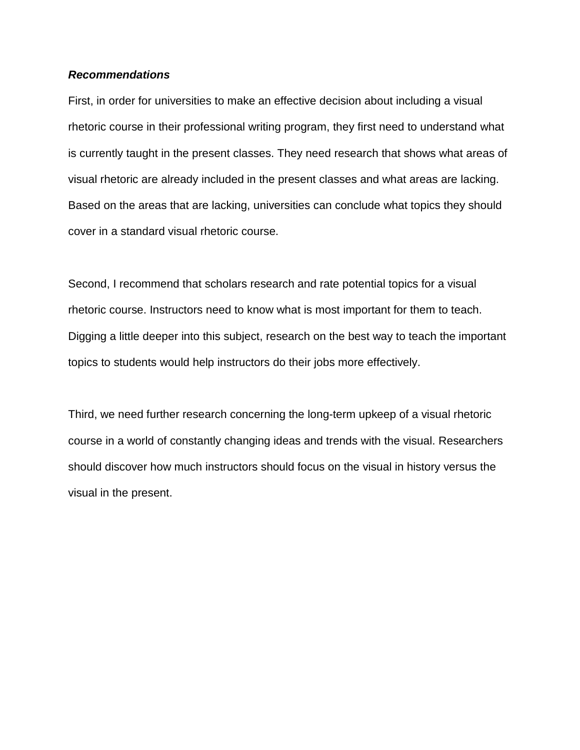***Recommendations***

First, in order for universities to make an effective decision about including a visual rhetoric course in their professional writing program, they first need to understand what is currently taught in the present classes. They need research that shows what areas of visual rhetoric are already included in the present classes and what areas are lacking. Based on the areas that are lacking, universities can conclude what topics they should cover in a standard visual rhetoric course.

Second, I recommend that scholars research and rate potential topics for a visual rhetoric course. Instructors need to know what is most important for them to teach. Digging a little deeper into this subject, research on the best way to teach the important topics to students would help instructors do their jobs more effectively.

Third, we need further research concerning the long-term upkeep of a visual rhetoric course in a world of constantly changing ideas and trends with the visual. Researchers should discover how much instructors should focus on the visual in history versus the visual in the present.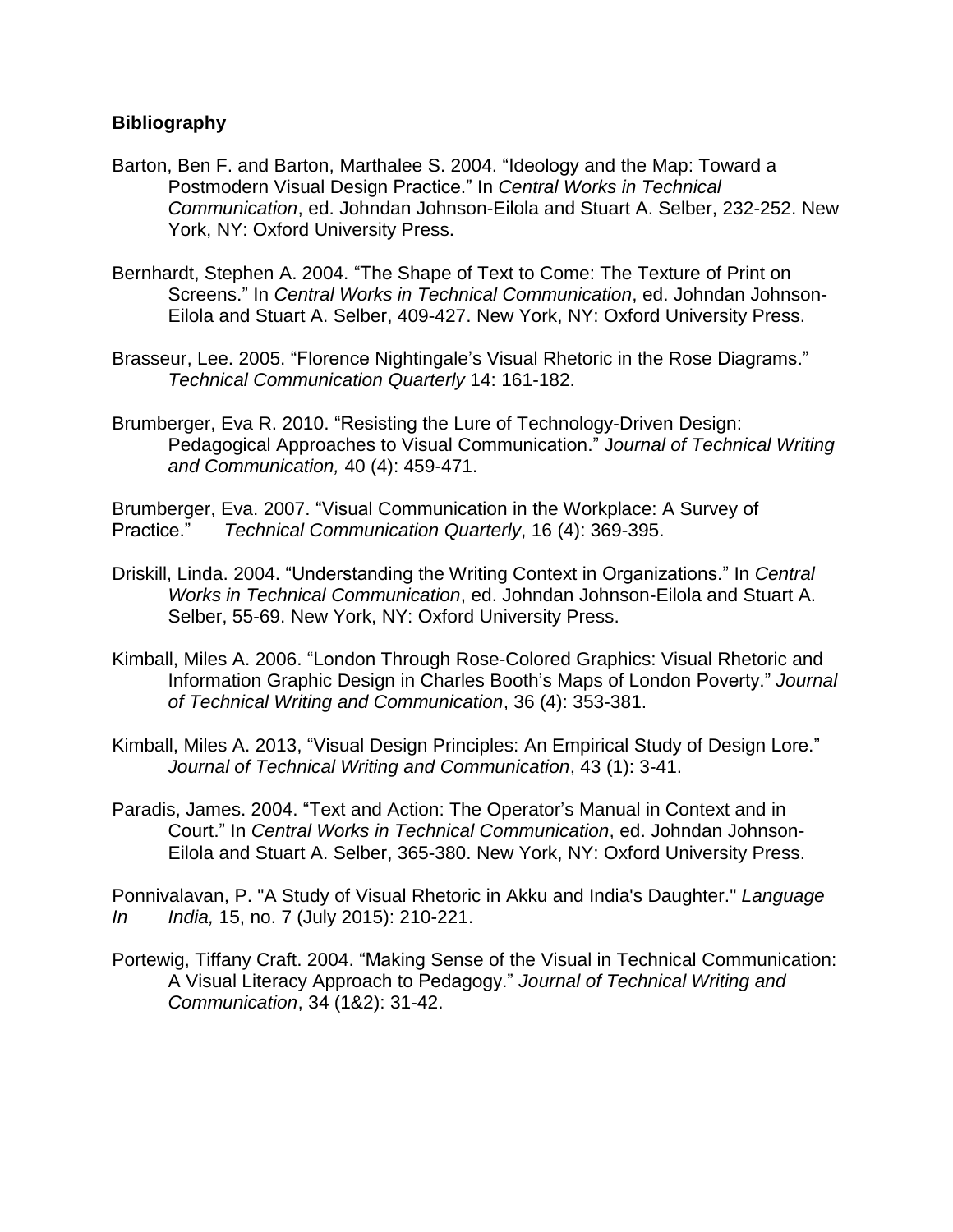**Bibliography**

Barton, Ben F. and Barton, Marthalee S. 2004. “Ideology and the Map: Toward a Postmodern Visual Design Practice.” In *Central Works in Technical Communication*, ed. Johndan Johnson-Eilola and Stuart A. Selber, 232-252. New York, NY: Oxford University Press.

Bernhardt, Stephen A. 2004. “The Shape of Text to Come: The Texture of Print on Screens.” In *Central Works in Technical Communication*, ed. Johndan Johnson-Eilola and Stuart A. Selber, 409-427. New York, NY: Oxford University Press.

Brasseur, Lee. 2005. “Florence Nightingale’s Visual Rhetoric in the Rose Diagrams.” *Technical Communication Quarterly* 14: 161-182.

Brumberger, Eva R. 2010. “Resisting the Lure of Technology-Driven Design: Pedagogical Approaches to Visual Communication.” *Journal of Technical Writing and Communication,* 40 (4): 459-471.

Brumberger, Eva. 2007. “Visual Communication in the Workplace: A Survey of Practice.” *Technical Communication Quarterly*, 16 (4): 369-395.

Driskill, Linda. 2004. “Understanding the Writing Context in Organizations.” In *Central Works in Technical Communication*, ed. Johndan Johnson-Eilola and Stuart A. Selber, 55-69. New York, NY: Oxford University Press.

Kimball, Miles A. 2006. “London Through Rose-Colored Graphics: Visual Rhetoric and Information Graphic Design in Charles Booth’s Maps of London Poverty.” *Journal of Technical Writing and Communication*, 36 (4): 353-381.

Kimball, Miles A. 2013, “Visual Design Principles: An Empirical Study of Design Lore.” *Journal of Technical Writing and Communication*, 43 (1): 3-41.

Paradis, James. 2004. “Text and Action: The Operator’s Manual in Context and in Court.” In *Central Works in Technical Communication*, ed. Johndan Johnson-Eilola and Stuart A. Selber, 365-380. New York, NY: Oxford University Press.

Ponnivalavan, P. "A Study of Visual Rhetoric in Akku and India's Daughter." *Language In India,* 15, no. 7 (July 2015): 210-221.

Portewig, Tiffany Craft. 2004. “Making Sense of the Visual in Technical Communication: A Visual Literacy Approach to Pedagogy.” *Journal of Technical Writing and Communication*, 34 (1&2): 31-42.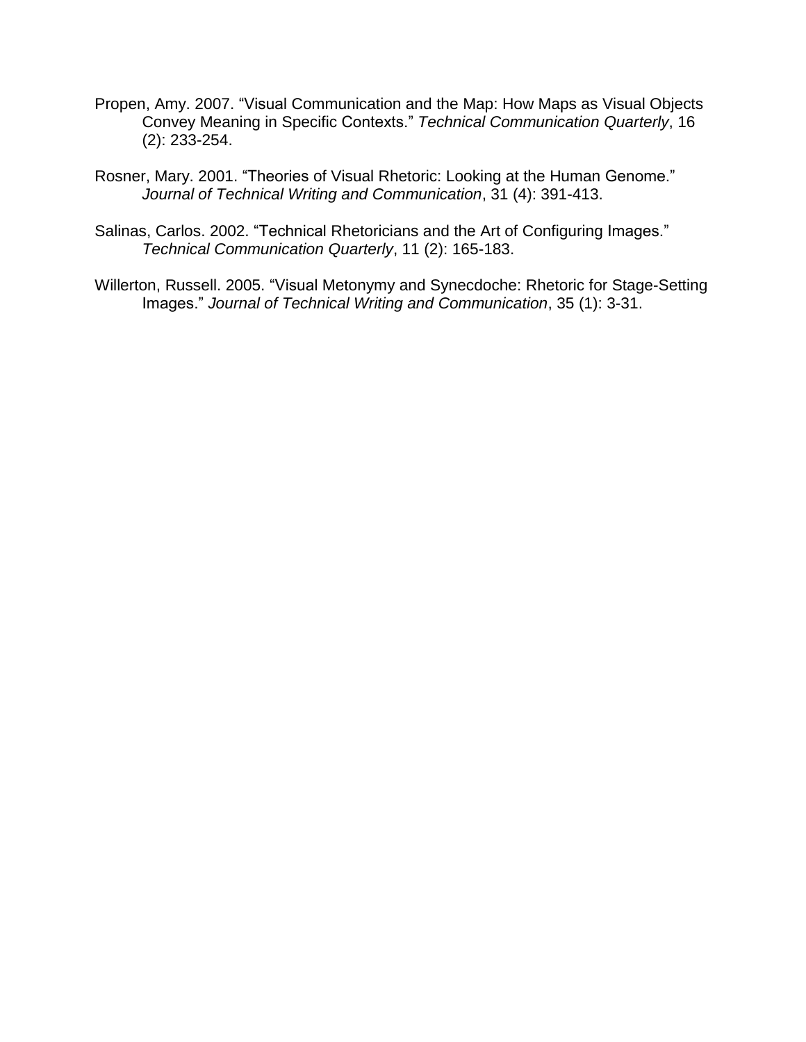Propen, Amy. 2007. “Visual Communication and the Map: How Maps as Visual Objects Convey Meaning in Specific Contexts.” *Technical Communication Quarterly*, 16 (2): 233-254.

Rosner, Mary. 2001. “Theories of Visual Rhetoric: Looking at the Human Genome.” *Journal of Technical Writing and Communication*, 31 (4): 391-413.

Salinas, Carlos. 2002. “Technical Rhetoricians and the Art of Configuring Images.” *Technical Communication Quarterly*, 11 (2): 165-183.

Willerton, Russell. 2005. “Visual Metonymy and Synecdoche: Rhetoric for Stage-Setting Images.” *Journal of Technical Writing and Communication*, 35 (1): 3-31.